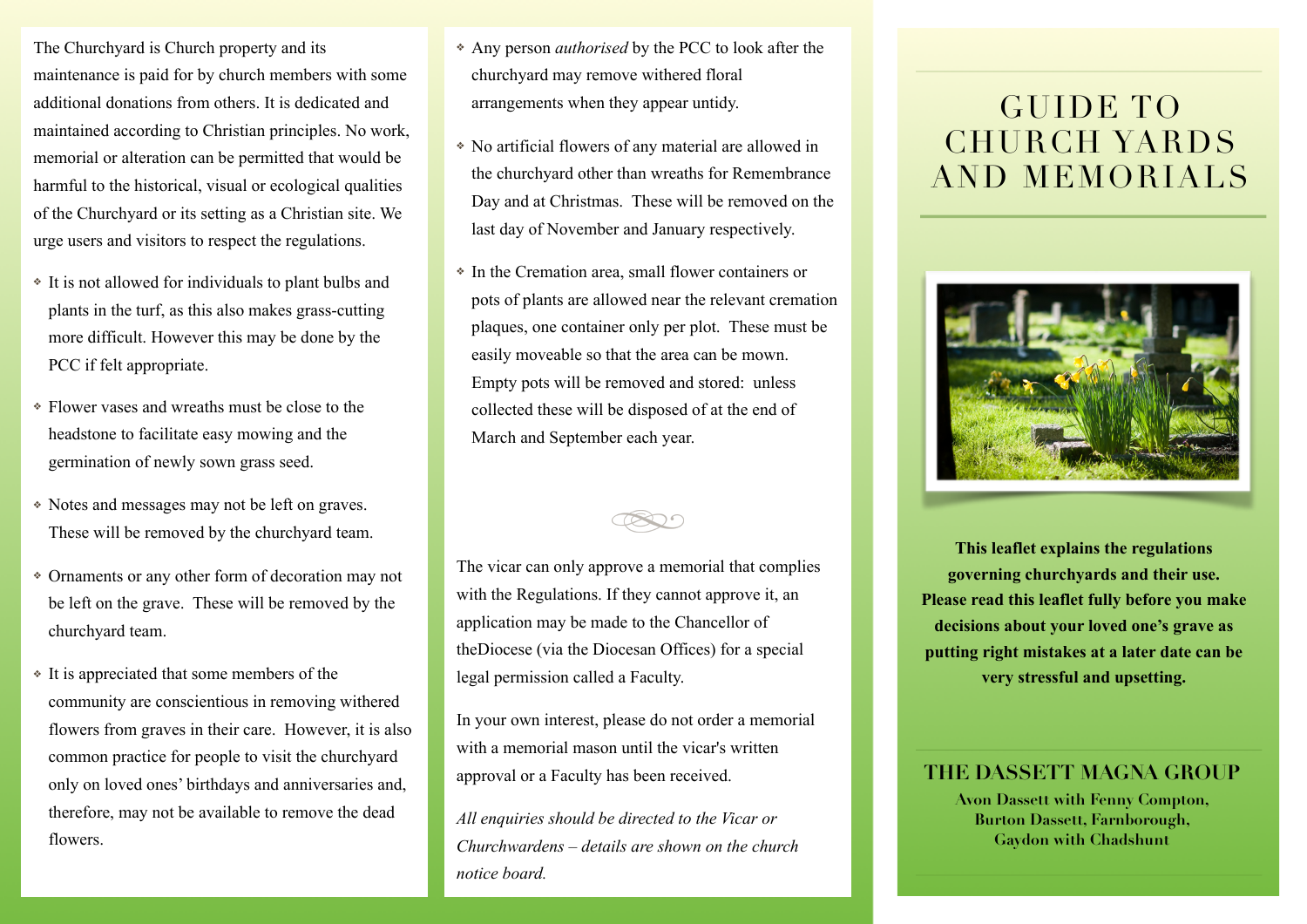The Churchyard is Church property and its maintenance is paid for by church members with some additional donations from others. It is dedicated and maintained according to Christian principles. No work, memorial or alteration can be permitted that would be harmful to the historical, visual or ecological qualities of the Churchyard or its setting as a Christian site. We urge users and visitors to respect the regulations.

- It is not allowed for individuals to plant bulbs and plants in the turf, as this also makes grass-cutting more difficult. However this may be done by the PCC if felt appropriate.
- Flower vases and wreaths must be close to the headstone to facilitate easy mowing and the germination of newly sown grass seed.
- Notes and messages may not be left on graves. These will be removed by the churchyard team.
- Ornaments or any other form of decoration may not be left on the grave. These will be removed by the churchyard team.
- It is appreciated that some members of the community are conscientious in removing withered flowers from graves in their care. However, it is also common practice for people to visit the churchyard only on loved ones' birthdays and anniversaries and, therefore, may not be available to remove the dead flowers.
- Any person *authorised* by the PCC to look after the churchyard may remove withered floral arrangements when they appear untidy.
- No artificial flowers of any material are allowed in the churchyard other than wreaths for Remembrance Day and at Christmas. These will be removed on the last day of November and January respectively.
- In the Cremation area, small flower containers or pots of plants are allowed near the relevant cremation plaques, one container only per plot. These must be easily moveable so that the area can be mown. Empty pots will be removed and stored: unless collected these will be disposed of at the end of March and September each year.

The vicar can only approve a memorial that complies with the Regulations. If they cannot approve it, an application may be made to the Chancellor of theDiocese (via the Diocesan Offices) for a special legal permission called a Faculty.

In your own interest, please do not order a memorial with a memorial mason until the vicar's written approval or a Faculty has been received.

*All enquiries should be directed to the Vicar or Churchwardens – details are shown on the church notice board.*

# GUIDE TO CHURCH YARDS AND MEMORIALS

**This leaflet explains the regulations governing churchyards and their use. Please read this leaflet fully before you make decisions about your loved one's grave as putting right mistakes at a later date can be very stressful and upsetting.**

## THE DASSETT MAGNA GROUP

**Avon Dassett with Fenny Compton, Burton Dassett, Farnborough, Gaydon with Chadshunt**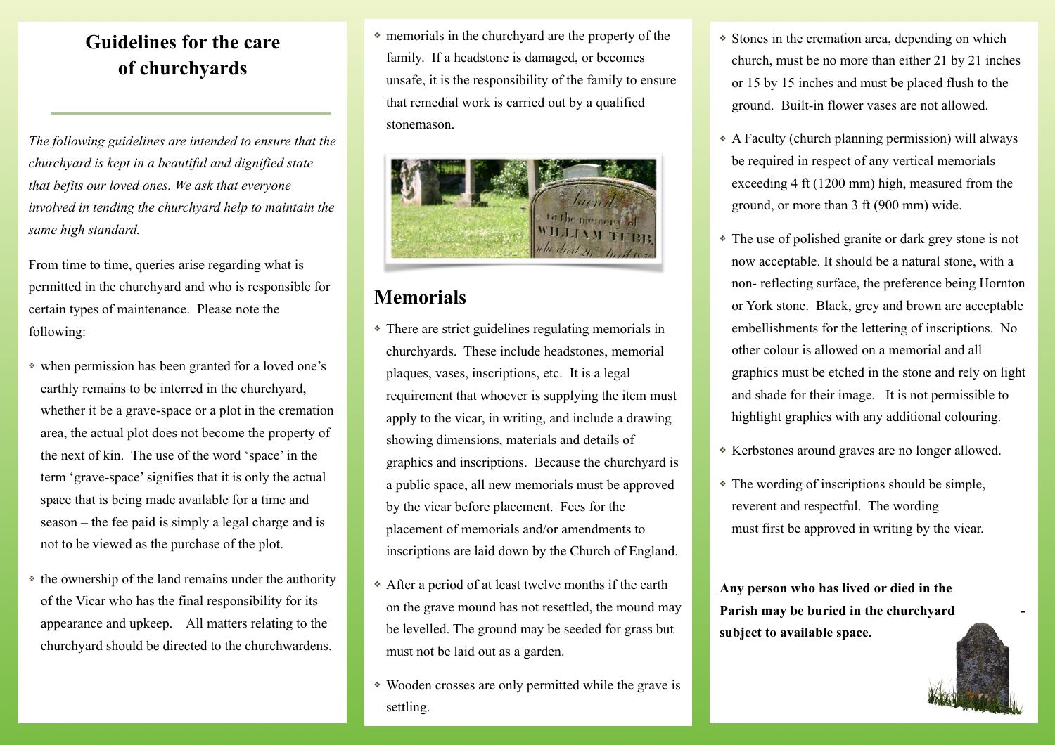# Guidelines for the care of churchyards

*The following guidelines are intended to ensure that the churchyard is kept in a beautiful and dignified state that befits our loved ones. We ask that everyone involved in tending the churchyard help to maintain the same high standard.*

From time to time, queries arise regarding what is permitted in the churchyard and who is responsible for certain types of maintenance. Please note the following:

- when permission has been granted for a loved one's earthly remains to be interred in the churchyard, whether it be a grave-space or a plot in the cremation area, the actual plot does not become the property of the next of kin. The use of the word 'space' in the term 'grave-space' signifies that it is only the actual space that is being made available for a time and season – the fee paid is simply a legal charge and is not to be viewed as the purchase of the plot.
- the ownership of the land remains under the authority of the Vicar who has the final responsibility for its appearance and upkeep. All matters relating to the churchyard should be directed to the churchwardens.
- memorials in the churchyard are the property of the family. If a headstone is damaged, or becomes unsafe, it is the responsibility of the family to ensure that remedial work is carried out by a qualified stonemason.

## Memorials

- There are strict guidelines regulating memorials in churchyards. These include headstones, memorial plaques, vases, inscriptions, etc. It is a legal requirement that whoever is supplying the item must apply to the vicar, in writing, and include a drawing showing dimensions, materials and details of graphics and inscriptions. Because the churchyard is a public space, all new memorials must be approved by the vicar before placement. Fees for the placement of memorials and/or amendments to inscriptions are laid down by the Church of England.
- After a period of at least twelve months if the earth on the grave mound has not resettled, the mound may be levelled. The ground may be seeded for grass but must not be laid out as a garden.
- Wooden crosses are only permitted while the grave is settling.
- Stones in the cremation area, depending on which church, must be no more than either 21 by 21 inches or 15 by 15 inches and must be placed flush to the ground. Built-in flower vases are not allowed.
- A Faculty (church planning permission) will always be required in respect of any vertical memorials exceeding 4 ft (1200 mm) high, measured from the ground, or more than 3 ft (900 mm) wide.
- The use of polished granite or dark grey stone is not now acceptable. It should be a natural stone, with a non- reflecting surface, the preference being Hornton or York stone. Black, grey and brown are acceptable embellishments for the lettering of inscriptions. No other colour is allowed on a memorial and all graphics must be etched in the stone and rely on light and shade for their image. It is not permissible to highlight graphics with any additional colouring.
- Kerbstones around graves are no longer allowed.
- The wording of inscriptions should be simple, reverent and respectful. The wording must first be approved in writing by the vicar.

**Any person who has lived or died in the Parish may be buried in the churchyard - subject to available space.**